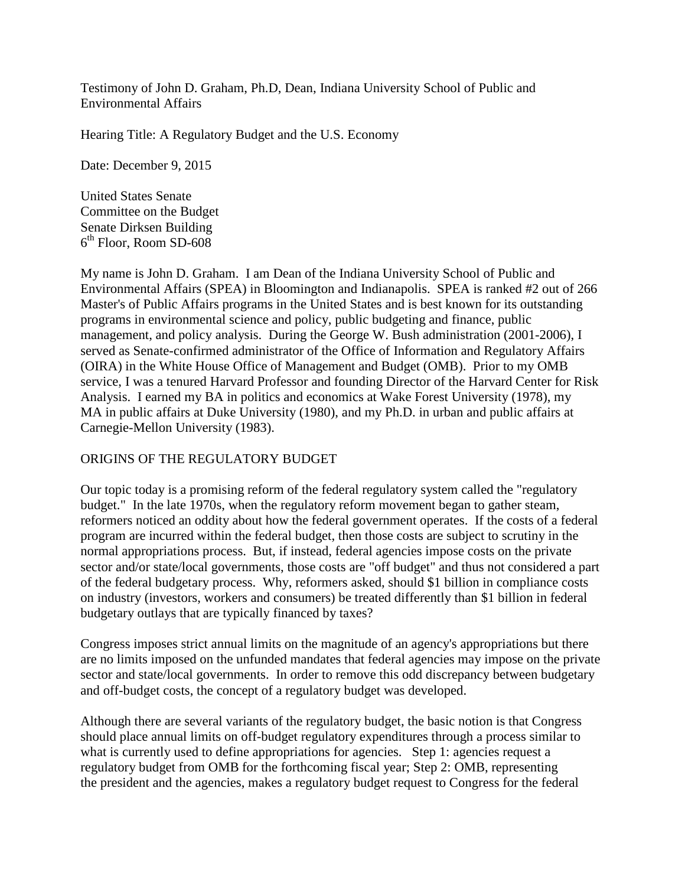Testimony of John D. Graham, Ph.D, Dean, Indiana University School of Public and Environmental Affairs

Hearing Title: A Regulatory Budget and the U.S. Economy

Date: December 9, 2015

United States Senate
Committee on the Budget
Senate Dirksen Building
6th Floor, Room SD-608

My name is John D. Graham. I am Dean of the Indiana University School of Public and Environmental Affairs (SPEA) in Bloomington and Indianapolis. SPEA is ranked #2 out of 266 Master's of Public Affairs programs in the United States and is best known for its outstanding programs in environmental science and policy, public budgeting and finance, public management, and policy analysis. During the George W. Bush administration (2001-2006), I served as Senate-confirmed administrator of the Office of Information and Regulatory Affairs (OIRA) in the White House Office of Management and Budget (OMB). Prior to my OMB service, I was a tenured Harvard Professor and founding Director of the Harvard Center for Risk Analysis. I earned my BA in politics and economics at Wake Forest University (1978), my MA in public affairs at Duke University (1980), and my Ph.D. in urban and public affairs at Carnegie-Mellon University (1983).

## ORIGINS OF THE REGULATORY BUDGET

Our topic today is a promising reform of the federal regulatory system called the "regulatory budget." In the late 1970s, when the regulatory reform movement began to gather steam, reformers noticed an oddity about how the federal government operates. If the costs of a federal program are incurred within the federal budget, then those costs are subject to scrutiny in the normal appropriations process. But, if instead, federal agencies impose costs on the private sector and/or state/local governments, those costs are "off budget" and thus not considered a part of the federal budgetary process. Why, reformers asked, should $1 billion in compliance costs on industry (investors, workers and consumers) be treated differently than $1 billion in federal budgetary outlays that are typically financed by taxes?

Congress imposes strict annual limits on the magnitude of an agency's appropriations but there are no limits imposed on the unfunded mandates that federal agencies may impose on the private sector and state/local governments. In order to remove this odd discrepancy between budgetary and off-budget costs, the concept of a regulatory budget was developed.

Although there are several variants of the regulatory budget, the basic notion is that Congress should place annual limits on off-budget regulatory expenditures through a process similar to what is currently used to define appropriations for agencies. Step 1: agencies request a regulatory budget from OMB for the forthcoming fiscal year; Step 2: OMB, representing the president and the agencies, makes a regulatory budget request to Congress for the federal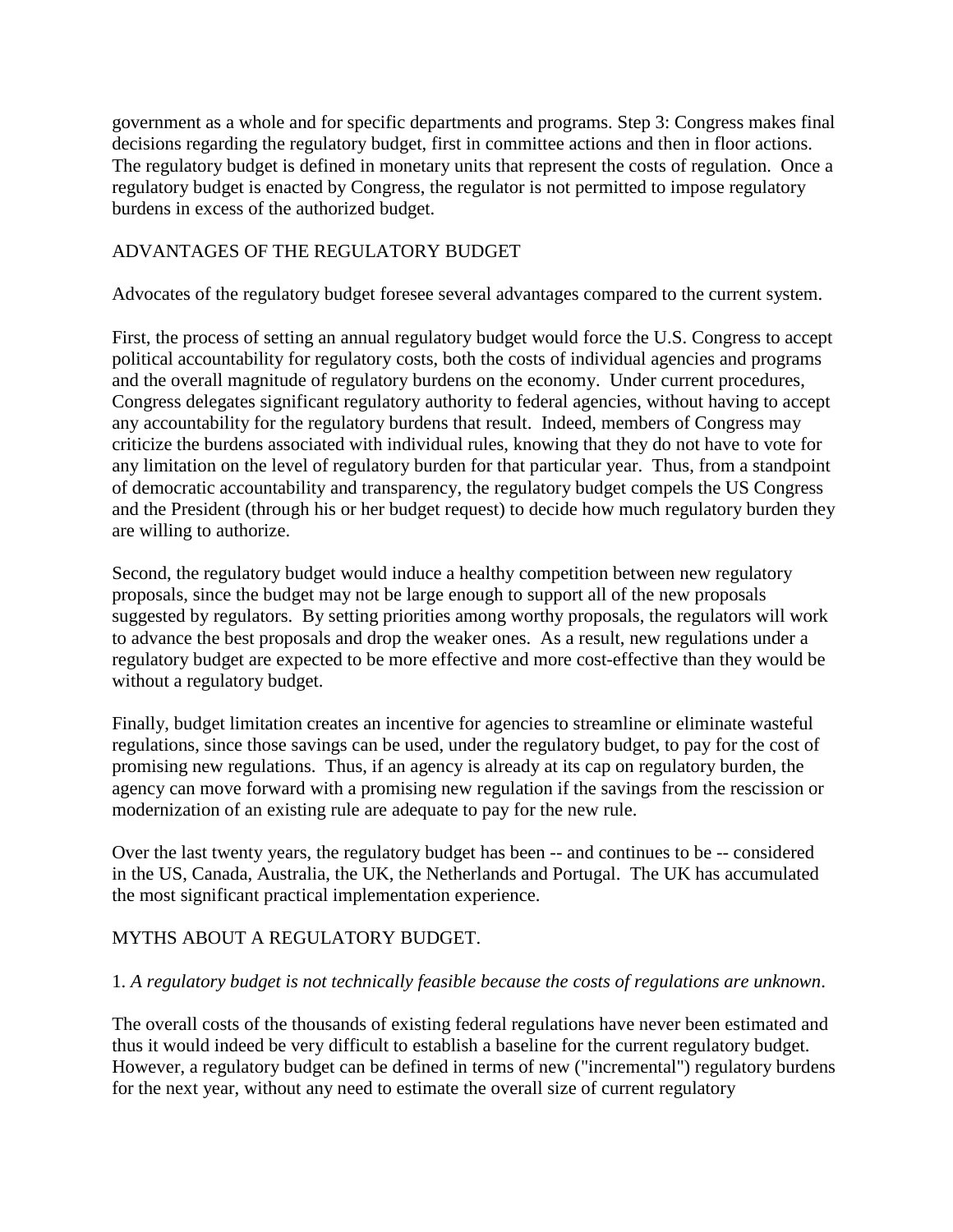government as a whole and for specific departments and programs. Step 3: Congress makes final decisions regarding the regulatory budget, first in committee actions and then in floor actions. The regulatory budget is defined in monetary units that represent the costs of regulation. Once a regulatory budget is enacted by Congress, the regulator is not permitted to impose regulatory burdens in excess of the authorized budget.

## ADVANTAGES OF THE REGULATORY BUDGET

Advocates of the regulatory budget foresee several advantages compared to the current system.

First, the process of setting an annual regulatory budget would force the U.S. Congress to accept political accountability for regulatory costs, both the costs of individual agencies and programs and the overall magnitude of regulatory burdens on the economy. Under current procedures, Congress delegates significant regulatory authority to federal agencies, without having to accept any accountability for the regulatory burdens that result. Indeed, members of Congress may criticize the burdens associated with individual rules, knowing that they do not have to vote for any limitation on the level of regulatory burden for that particular year. Thus, from a standpoint of democratic accountability and transparency, the regulatory budget compels the US Congress and the President (through his or her budget request) to decide how much regulatory burden they are willing to authorize.

Second, the regulatory budget would induce a healthy competition between new regulatory proposals, since the budget may not be large enough to support all of the new proposals suggested by regulators. By setting priorities among worthy proposals, the regulators will work to advance the best proposals and drop the weaker ones. As a result, new regulations under a regulatory budget are expected to be more effective and more cost-effective than they would be without a regulatory budget.

Finally, budget limitation creates an incentive for agencies to streamline or eliminate wasteful regulations, since those savings can be used, under the regulatory budget, to pay for the cost of promising new regulations. Thus, if an agency is already at its cap on regulatory burden, the agency can move forward with a promising new regulation if the savings from the rescission or modernization of an existing rule are adequate to pay for the new rule.

Over the last twenty years, the regulatory budget has been -- and continues to be -- considered in the US, Canada, Australia, the UK, the Netherlands and Portugal. The UK has accumulated the most significant practical implementation experience.

## MYTHS ABOUT A REGULATORY BUDGET.

1. *A regulatory budget is not technically feasible because the costs of regulations are unknown*.

The overall costs of the thousands of existing federal regulations have never been estimated and thus it would indeed be very difficult to establish a baseline for the current regulatory budget. However, a regulatory budget can be defined in terms of new ("incremental") regulatory burdens for the next year, without any need to estimate the overall size of current regulatory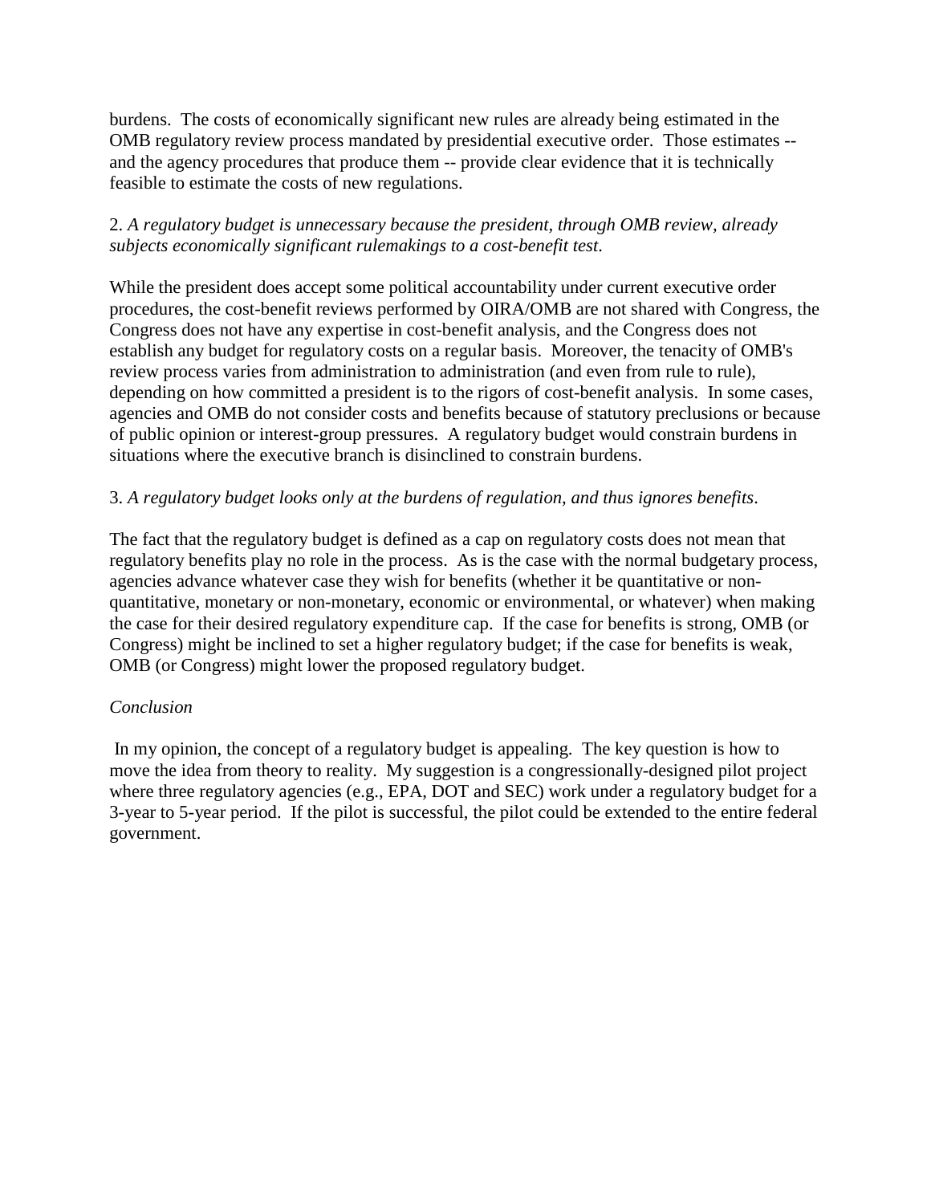burdens. The costs of economically significant new rules are already being estimated in the OMB regulatory review process mandated by presidential executive order. Those estimates -- and the agency procedures that produce them -- provide clear evidence that it is technically feasible to estimate the costs of new regulations.

2. *A regulatory budget is unnecessary because the president, through OMB review, already subjects economically significant rulemakings to a cost-benefit test*.

While the president does accept some political accountability under current executive order procedures, the cost-benefit reviews performed by OIRA/OMB are not shared with Congress, the Congress does not have any expertise in cost-benefit analysis, and the Congress does not establish any budget for regulatory costs on a regular basis. Moreover, the tenacity of OMB's review process varies from administration to administration (and even from rule to rule), depending on how committed a president is to the rigors of cost-benefit analysis. In some cases, agencies and OMB do not consider costs and benefits because of statutory preclusions or because of public opinion or interest-group pressures. A regulatory budget would constrain burdens in situations where the executive branch is disinclined to constrain burdens.

3. *A regulatory budget looks only at the burdens of regulation, and thus ignores benefits*.

The fact that the regulatory budget is defined as a cap on regulatory costs does not mean that regulatory benefits play no role in the process. As is the case with the normal budgetary process, agencies advance whatever case they wish for benefits (whether it be quantitative or non-quantitative, monetary or non-monetary, economic or environmental, or whatever) when making the case for their desired regulatory expenditure cap. If the case for benefits is strong, OMB (or Congress) might be inclined to set a higher regulatory budget; if the case for benefits is weak, OMB (or Congress) might lower the proposed regulatory budget.

*Conclusion*

In my opinion, the concept of a regulatory budget is appealing. The key question is how to move the idea from theory to reality. My suggestion is a congressionally-designed pilot project where three regulatory agencies (e.g., EPA, DOT and SEC) work under a regulatory budget for a 3-year to 5-year period. If the pilot is successful, the pilot could be extended to the entire federal government.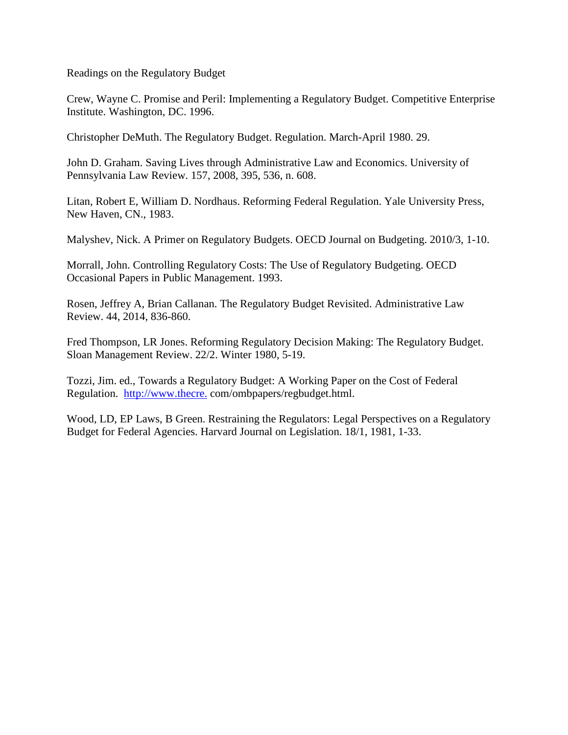Readings on the Regulatory Budget

Crew, Wayne C. Promise and Peril: Implementing a Regulatory Budget. Competitive Enterprise Institute. Washington, DC. 1996.

Christopher DeMuth. The Regulatory Budget. Regulation. March-April 1980. 29.

John D. Graham. Saving Lives through Administrative Law and Economics. University of Pennsylvania Law Review. 157, 2008, 395, 536, n. 608.

Litan, Robert E, William D. Nordhaus. Reforming Federal Regulation. Yale University Press, New Haven, CN., 1983.

Malyshev, Nick. A Primer on Regulatory Budgets. OECD Journal on Budgeting. 2010/3, 1-10.

Morrall, John. Controlling Regulatory Costs: The Use of Regulatory Budgeting. OECD Occasional Papers in Public Management. 1993.

Rosen, Jeffrey A, Brian Callanan. The Regulatory Budget Revisited. Administrative Law Review. 44, 2014, 836-860.

Fred Thompson, LR Jones. Reforming Regulatory Decision Making: The Regulatory Budget. Sloan Management Review. 22/2. Winter 1980, 5-19.

Tozzi, Jim. ed., Towards a Regulatory Budget: A Working Paper on the Cost of Federal Regulation. http://www.thecre. com/ombpapers/regbudget.html.

Wood, LD, EP Laws, B Green. Restraining the Regulators: Legal Perspectives on a Regulatory Budget for Federal Agencies. Harvard Journal on Legislation. 18/1, 1981, 1-33.